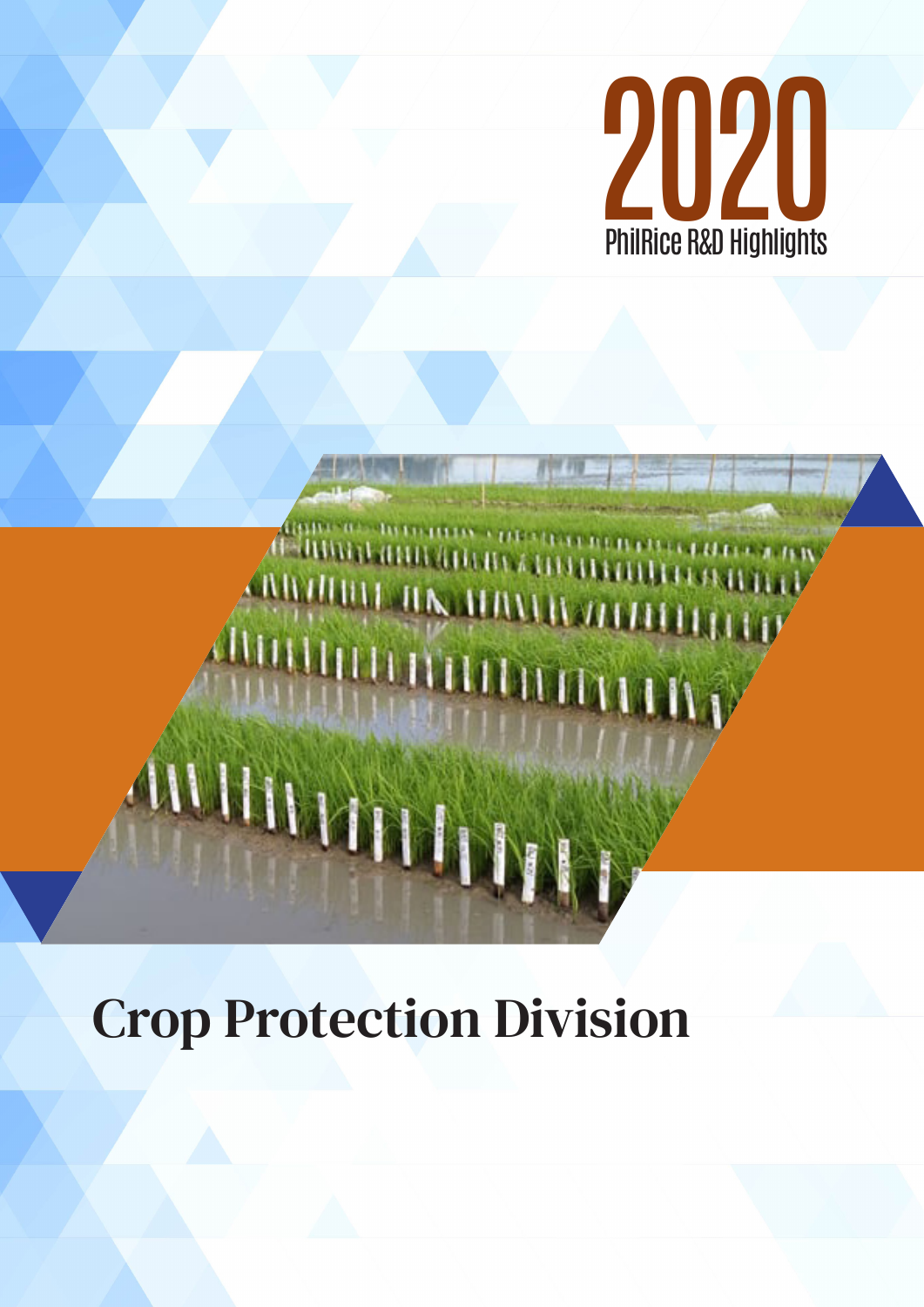# 2020

PhilRice R&D Highlights

# Crop Protection Division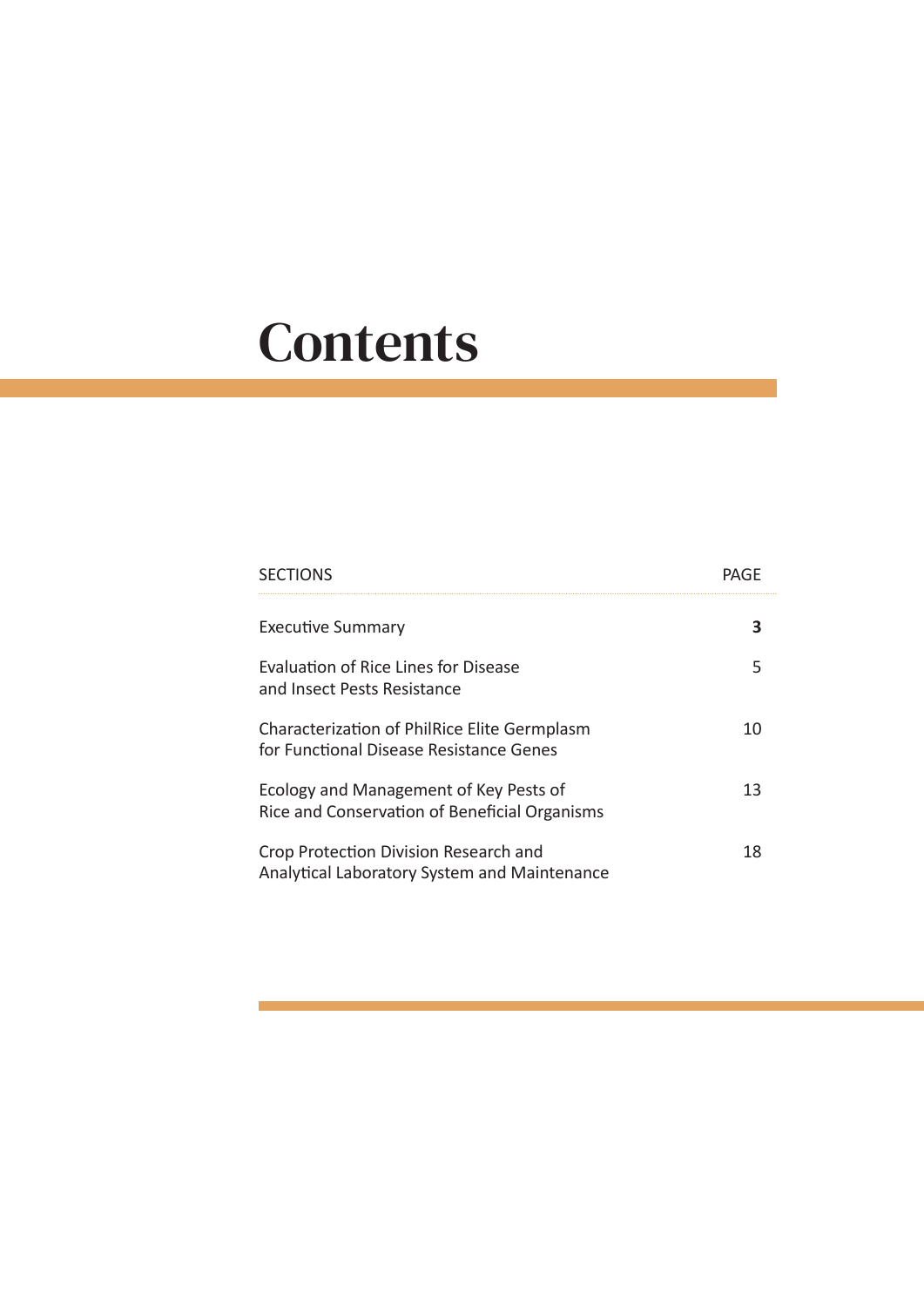# Contents

| SECTIONS | PAGE |
| --- | --- |
| Executive Summary | **3** |
| Evaluation of Rice Lines for Disease and Insect Pests Resistance | 5 |
| Characterization of PhilRice Elite Germplasm for Functional Disease Resistance Genes | 10 |
| Ecology and Management of Key Pests of Rice and Conservation of Beneficial Organisms | 13 |
| Crop Protection Division Research and Analytical Laboratory System and Maintenance | 18 |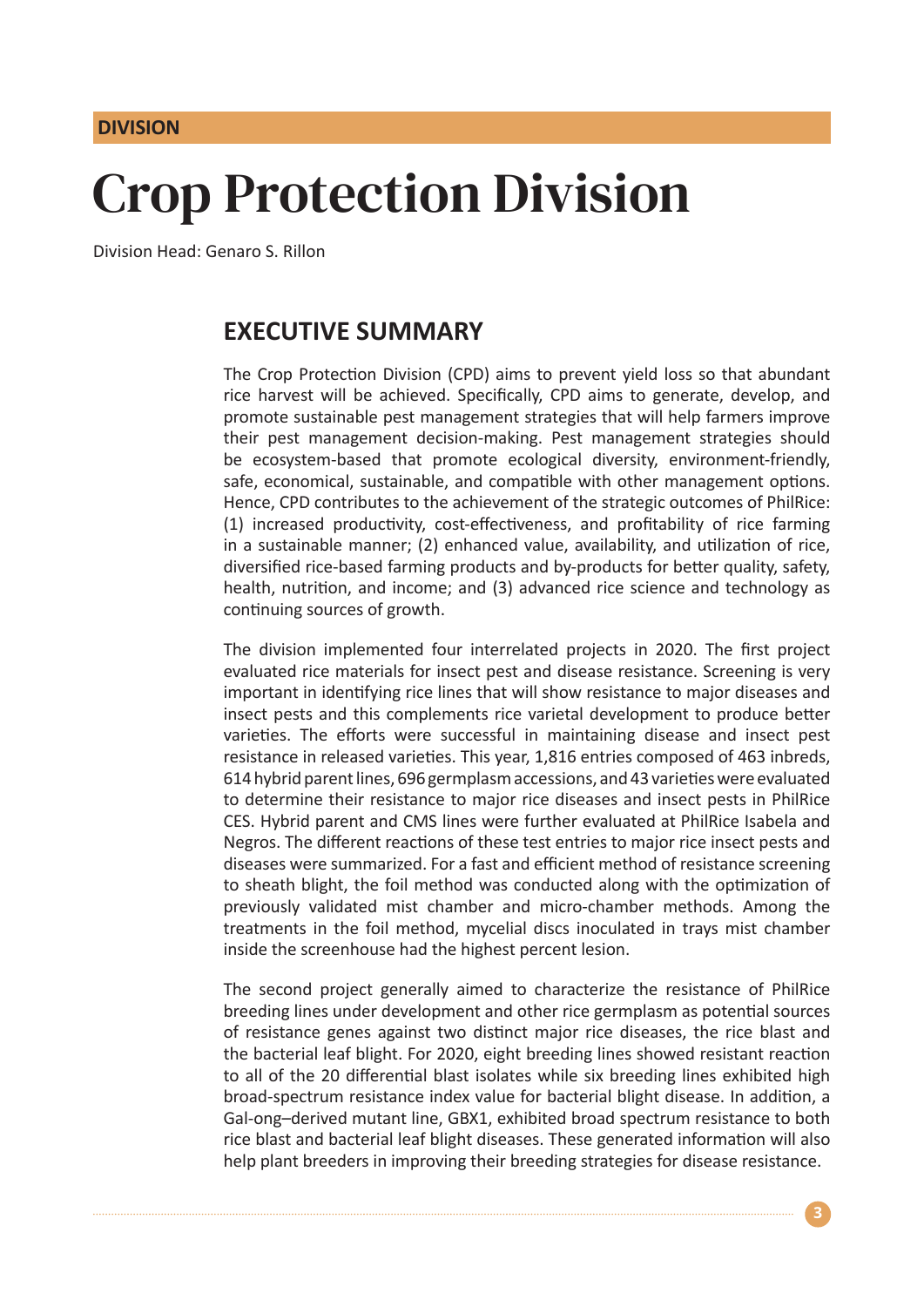**DIVISION**

# Crop Protection Division

Division Head: Genaro S. Rillon

## EXECUTIVE SUMMARY

The Crop Protection Division (CPD) aims to prevent yield loss so that abundant rice harvest will be achieved. Specifically, CPD aims to generate, develop, and promote sustainable pest management strategies that will help farmers improve their pest management decision-making. Pest management strategies should be ecosystem-based that promote ecological diversity, environment-friendly, safe, economical, sustainable, and compatible with other management options. Hence, CPD contributes to the achievement of the strategic outcomes of PhilRice: (1) increased productivity, cost-effectiveness, and profitability of rice farming in a sustainable manner; (2) enhanced value, availability, and utilization of rice, diversified rice-based farming products and by-products for better quality, safety, health, nutrition, and income; and (3) advanced rice science and technology as continuing sources of growth.

The division implemented four interrelated projects in 2020. The first project evaluated rice materials for insect pest and disease resistance. Screening is very important in identifying rice lines that will show resistance to major diseases and insect pests and this complements rice varietal development to produce better varieties. The efforts were successful in maintaining disease and insect pest resistance in released varieties. This year, 1,816 entries composed of 463 inbreds, 614 hybrid parent lines, 696 germplasm accessions, and 43 varieties were evaluated to determine their resistance to major rice diseases and insect pests in PhilRice CES. Hybrid parent and CMS lines were further evaluated at PhilRice Isabela and Negros. The different reactions of these test entries to major rice insect pests and diseases were summarized. For a fast and efficient method of resistance screening to sheath blight, the foil method was conducted along with the optimization of previously validated mist chamber and micro-chamber methods. Among the treatments in the foil method, mycelial discs inoculated in trays mist chamber inside the screenhouse had the highest percent lesion.

The second project generally aimed to characterize the resistance of PhilRice breeding lines under development and other rice germplasm as potential sources of resistance genes against two distinct major rice diseases, the rice blast and the bacterial leaf blight. For 2020, eight breeding lines showed resistant reaction to all of the 20 differential blast isolates while six breeding lines exhibited high broad-spectrum resistance index value for bacterial blight disease. In addition, a Gal-ong–derived mutant line, GBX1, exhibited broad spectrum resistance to both rice blast and bacterial leaf blight diseases. These generated information will also help plant breeders in improving their breeding strategies for disease resistance.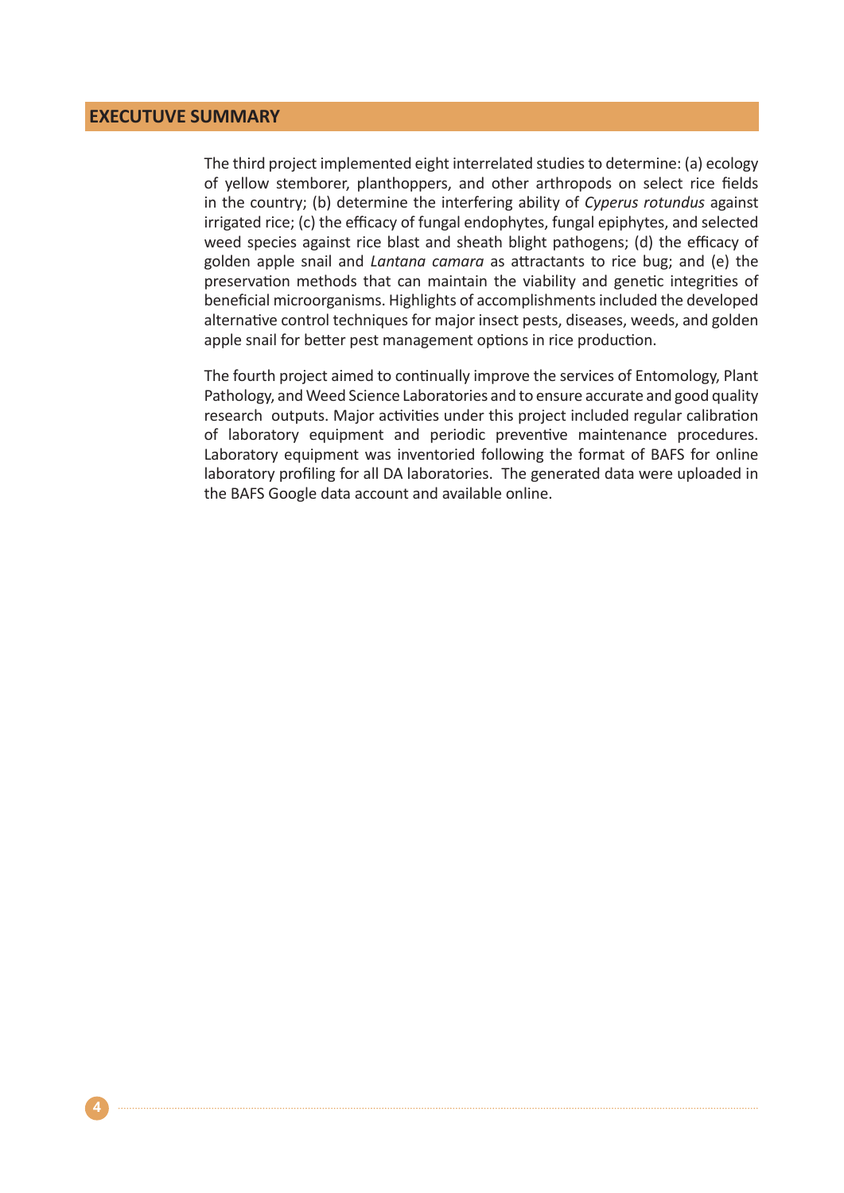## EXECUTUVE SUMMARY

The third project implemented eight interrelated studies to determine: (a) ecology of yellow stemborer, planthoppers, and other arthropods on select rice fields in the country; (b) determine the interfering ability of *Cyperus rotundus* against irrigated rice; (c) the efficacy of fungal endophytes, fungal epiphytes, and selected weed species against rice blast and sheath blight pathogens; (d) the efficacy of golden apple snail and *Lantana camara* as attractants to rice bug; and (e) the preservation methods that can maintain the viability and genetic integrities of beneficial microorganisms. Highlights of accomplishments included the developed alternative control techniques for major insect pests, diseases, weeds, and golden apple snail for better pest management options in rice production.

The fourth project aimed to continually improve the services of Entomology, Plant Pathology, and Weed Science Laboratories and to ensure accurate and good quality research outputs. Major activities under this project included regular calibration of laboratory equipment and periodic preventive maintenance procedures. Laboratory equipment was inventoried following the format of BAFS for online laboratory profiling for all DA laboratories. The generated data were uploaded in the BAFS Google data account and available online.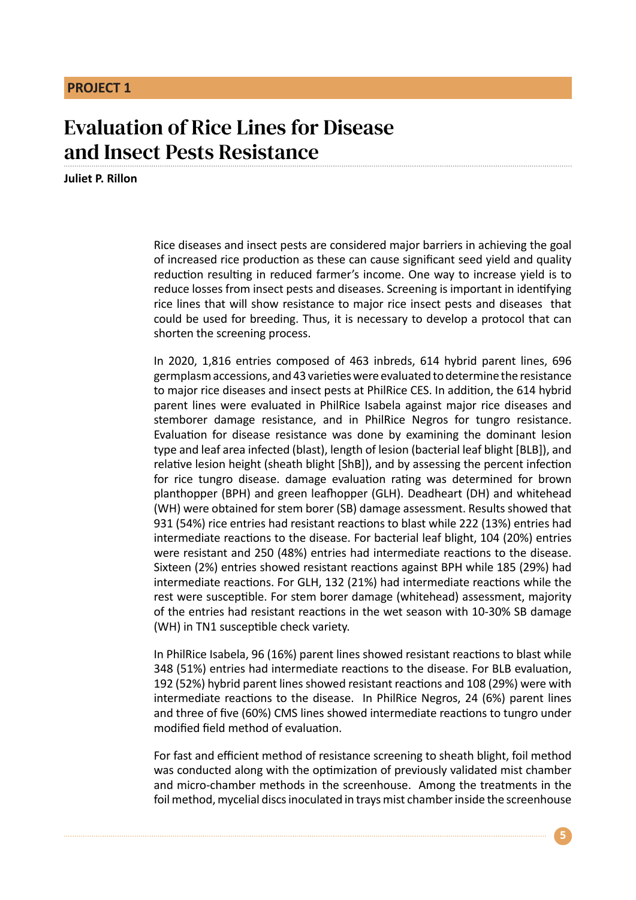**PROJECT 1**

# Evaluation of Rice Lines for Disease and Insect Pests Resistance

**Juliet P. Rillon**

Rice diseases and insect pests are considered major barriers in achieving the goal of increased rice production as these can cause significant seed yield and quality reduction resulting in reduced farmer's income. One way to increase yield is to reduce losses from insect pests and diseases. Screening is important in identifying rice lines that will show resistance to major rice insect pests and diseases that could be used for breeding. Thus, it is necessary to develop a protocol that can shorten the screening process.

In 2020, 1,816 entries composed of 463 inbreds, 614 hybrid parent lines, 696 germplasm accessions, and 43 varieties were evaluated to determine the resistance to major rice diseases and insect pests at PhilRice CES. In addition, the 614 hybrid parent lines were evaluated in PhilRice Isabela against major rice diseases and stemborer damage resistance, and in PhilRice Negros for tungro resistance. Evaluation for disease resistance was done by examining the dominant lesion type and leaf area infected (blast), length of lesion (bacterial leaf blight [BLB]), and relative lesion height (sheath blight [ShB]), and by assessing the percent infection for rice tungro disease. damage evaluation rating was determined for brown planthopper (BPH) and green leafhopper (GLH). Deadheart (DH) and whitehead (WH) were obtained for stem borer (SB) damage assessment. Results showed that 931 (54%) rice entries had resistant reactions to blast while 222 (13%) entries had intermediate reactions to the disease. For bacterial leaf blight, 104 (20%) entries were resistant and 250 (48%) entries had intermediate reactions to the disease. Sixteen (2%) entries showed resistant reactions against BPH while 185 (29%) had intermediate reactions. For GLH, 132 (21%) had intermediate reactions while the rest were susceptible. For stem borer damage (whitehead) assessment, majority of the entries had resistant reactions in the wet season with 10-30% SB damage (WH) in TN1 susceptible check variety.

In PhilRice Isabela, 96 (16%) parent lines showed resistant reactions to blast while 348 (51%) entries had intermediate reactions to the disease. For BLB evaluation, 192 (52%) hybrid parent lines showed resistant reactions and 108 (29%) were with intermediate reactions to the disease. In PhilRice Negros, 24 (6%) parent lines and three of five (60%) CMS lines showed intermediate reactions to tungro under modified field method of evaluation.

For fast and efficient method of resistance screening to sheath blight, foil method was conducted along with the optimization of previously validated mist chamber and micro-chamber methods in the screenhouse. Among the treatments in the foil method, mycelial discs inoculated in trays mist chamber inside the screenhouse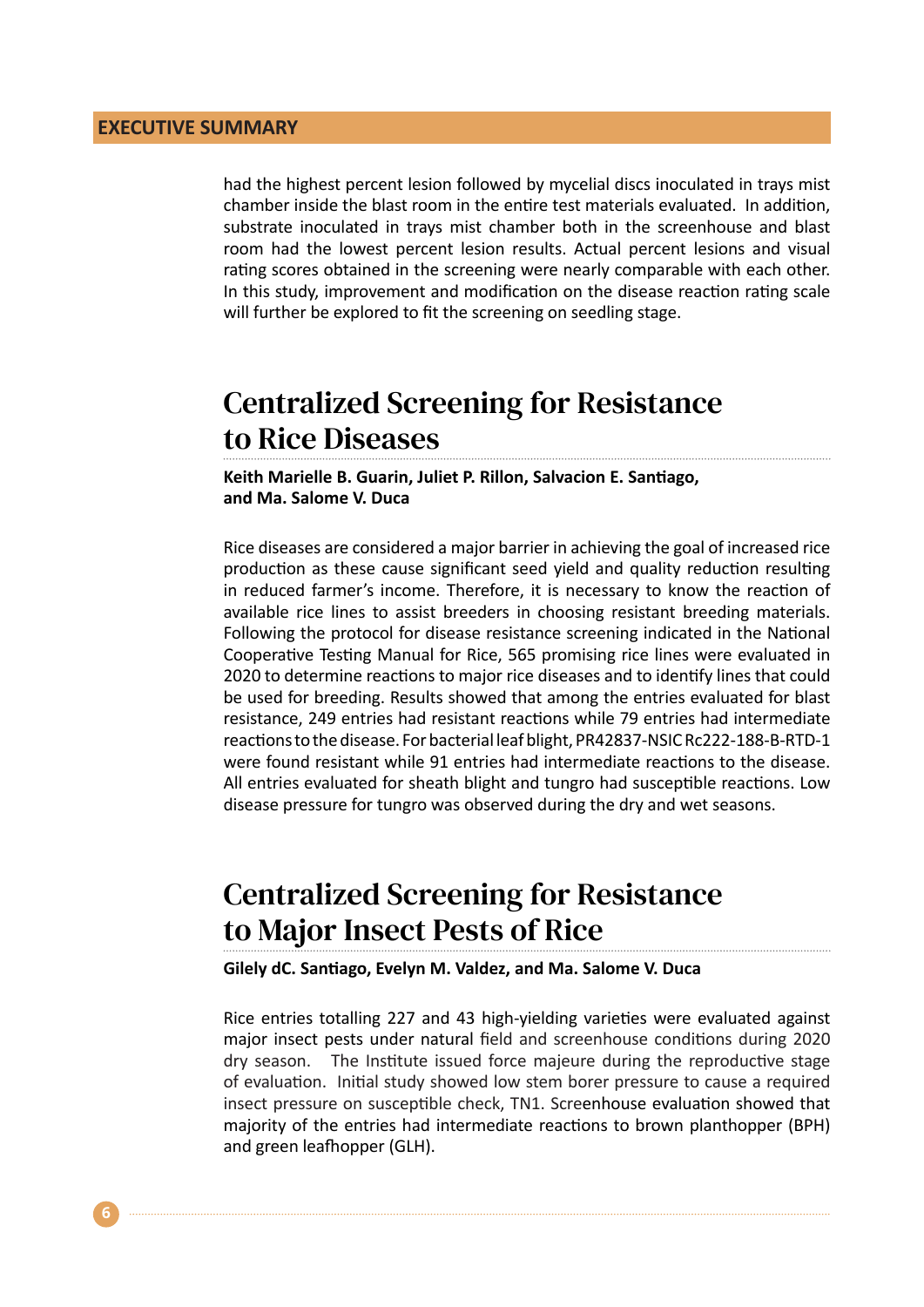had the highest percent lesion followed by mycelial discs inoculated in trays mist chamber inside the blast room in the entire test materials evaluated. In addition, substrate inoculated in trays mist chamber both in the screenhouse and blast room had the lowest percent lesion results. Actual percent lesions and visual rating scores obtained in the screening were nearly comparable with each other. In this study, improvement and modification on the disease reaction rating scale will further be explored to fit the screening on seedling stage.

## Centralized Screening for Resistance to Rice Diseases

**Keith Marielle B. Guarin, Juliet P. Rillon, Salvacion E. Santiago, and Ma. Salome V. Duca**

Rice diseases are considered a major barrier in achieving the goal of increased rice production as these cause significant seed yield and quality reduction resulting in reduced farmer's income. Therefore, it is necessary to know the reaction of available rice lines to assist breeders in choosing resistant breeding materials. Following the protocol for disease resistance screening indicated in the National Cooperative Testing Manual for Rice, 565 promising rice lines were evaluated in 2020 to determine reactions to major rice diseases and to identify lines that could be used for breeding. Results showed that among the entries evaluated for blast resistance, 249 entries had resistant reactions while 79 entries had intermediate reactions to the disease. For bacterial leaf blight, PR42837-NSIC Rc222-188-B-RTD-1 were found resistant while 91 entries had intermediate reactions to the disease. All entries evaluated for sheath blight and tungro had susceptible reactions. Low disease pressure for tungro was observed during the dry and wet seasons.

## Centralized Screening for Resistance to Major Insect Pests of Rice

**Gilely dC. Santiago, Evelyn M. Valdez, and Ma. Salome V. Duca**

Rice entries totalling 227 and 43 high-yielding varieties were evaluated against major insect pests under natural field and screenhouse conditions during 2020 dry season. The Institute issued force majeure during the reproductive stage of evaluation. Initial study showed low stem borer pressure to cause a required insect pressure on susceptible check, TN1. Screenhouse evaluation showed that majority of the entries had intermediate reactions to brown planthopper (BPH) and green leafhopper (GLH).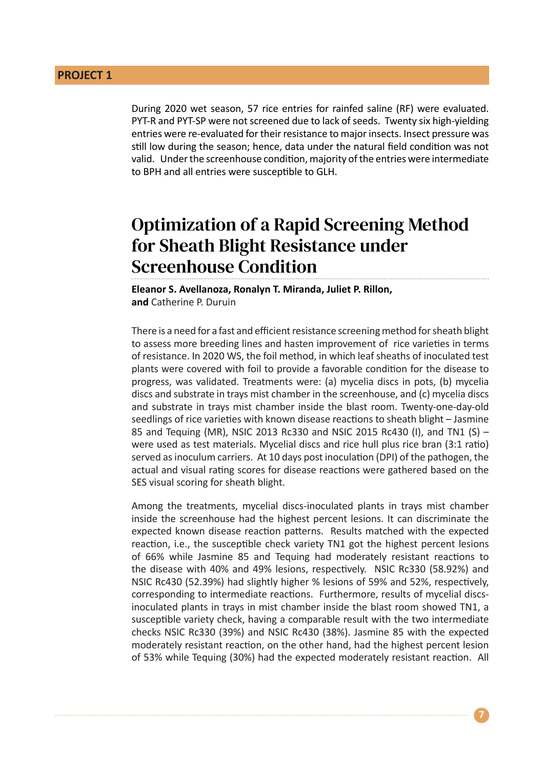**PROJECT 1**

During 2020 wet season, 57 rice entries for rainfed saline (RF) were evaluated. PYT-R and PYT-SP were not screened due to lack of seeds. Twenty six high-yielding entries were re-evaluated for their resistance to major insects. Insect pressure was still low during the season; hence, data under the natural field condition was not valid. Under the screenhouse condition, majority of the entries were intermediate to BPH and all entries were susceptible to GLH.

# Optimization of a Rapid Screening Method for Sheath Blight Resistance under Screenhouse Condition

**Eleanor S. Avellanoza, Ronalyn T. Miranda, Juliet P. Rillon, and** Catherine P. Duruin

There is a need for a fast and efficient resistance screening method for sheath blight to assess more breeding lines and hasten improvement of rice varieties in terms of resistance. In 2020 WS, the foil method, in which leaf sheaths of inoculated test plants were covered with foil to provide a favorable condition for the disease to progress, was validated. Treatments were: (a) mycelia discs in pots, (b) mycelia discs and substrate in trays mist chamber in the screenhouse, and (c) mycelia discs and substrate in trays mist chamber inside the blast room. Twenty-one-day-old seedlings of rice varieties with known disease reactions to sheath blight – Jasmine 85 and Tequing (MR), NSIC 2013 Rc330 and NSIC 2015 Rc430 (I), and TN1 (S) – were used as test materials. Mycelial discs and rice hull plus rice bran (3:1 ratio) served as inoculum carriers. At 10 days post inoculation (DPI) of the pathogen, the actual and visual rating scores for disease reactions were gathered based on the SES visual scoring for sheath blight.

Among the treatments, mycelial discs-inoculated plants in trays mist chamber inside the screenhouse had the highest percent lesions. It can discriminate the expected known disease reaction patterns. Results matched with the expected reaction, i.e., the susceptible check variety TN1 got the highest percent lesions of 66% while Jasmine 85 and Tequing had moderately resistant reactions to the disease with 40% and 49% lesions, respectively. NSIC Rc330 (58.92%) and NSIC Rc430 (52.39%) had slightly higher % lesions of 59% and 52%, respectively, corresponding to intermediate reactions. Furthermore, results of mycelial discs-inoculated plants in trays in mist chamber inside the blast room showed TN1, a susceptible variety check, having a comparable result with the two intermediate checks NSIC Rc330 (39%) and NSIC Rc430 (38%). Jasmine 85 with the expected moderately resistant reaction, on the other hand, had the highest percent lesion of 53% while Tequing (30%) had the expected moderately resistant reaction. All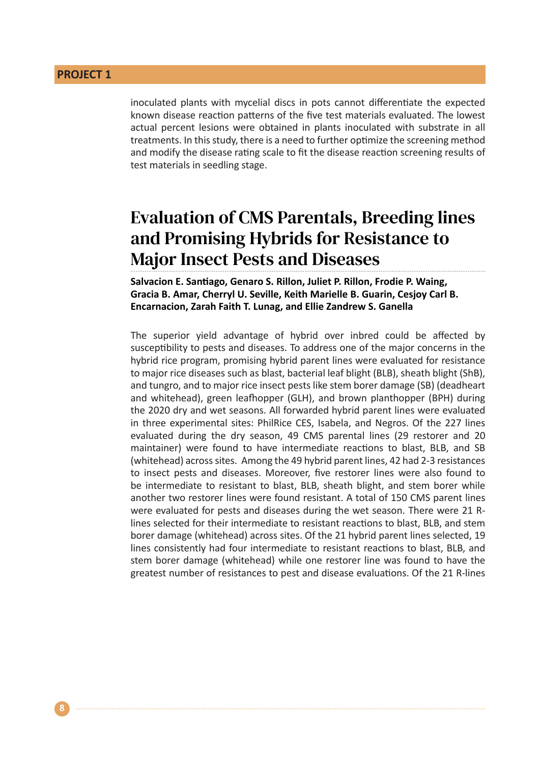inoculated plants with mycelial discs in pots cannot differentiate the expected known disease reaction patterns of the five test materials evaluated. The lowest actual percent lesions were obtained in plants inoculated with substrate in all treatments. In this study, there is a need to further optimize the screening method and modify the disease rating scale to fit the disease reaction screening results of test materials in seedling stage.

## Evaluation of CMS Parentals, Breeding lines and Promising Hybrids for Resistance to Major Insect Pests and Diseases

**Salvacion E. Santiago, Genaro S. Rillon, Juliet P. Rillon, Frodie P. Waing, Gracia B. Amar, Cherryl U. Seville, Keith Marielle B. Guarin, Cesjoy Carl B. Encarnacion, Zarah Faith T. Lunag, and Ellie Zandrew S. Ganella**

The superior yield advantage of hybrid over inbred could be affected by susceptibility to pests and diseases. To address one of the major concerns in the hybrid rice program, promising hybrid parent lines were evaluated for resistance to major rice diseases such as blast, bacterial leaf blight (BLB), sheath blight (ShB), and tungro, and to major rice insect pests like stem borer damage (SB) (deadheart and whitehead), green leafhopper (GLH), and brown planthopper (BPH) during the 2020 dry and wet seasons. All forwarded hybrid parent lines were evaluated in three experimental sites: PhilRice CES, Isabela, and Negros. Of the 227 lines evaluated during the dry season, 49 CMS parental lines (29 restorer and 20 maintainer) were found to have intermediate reactions to blast, BLB, and SB (whitehead) across sites. Among the 49 hybrid parent lines, 42 had 2-3 resistances to insect pests and diseases. Moreover, five restorer lines were also found to be intermediate to resistant to blast, BLB, sheath blight, and stem borer while another two restorer lines were found resistant. A total of 150 CMS parent lines were evaluated for pests and diseases during the wet season. There were 21 R-lines selected for their intermediate to resistant reactions to blast, BLB, and stem borer damage (whitehead) across sites. Of the 21 hybrid parent lines selected, 19 lines consistently had four intermediate to resistant reactions to blast, BLB, and stem borer damage (whitehead) while one restorer line was found to have the greatest number of resistances to pest and disease evaluations. Of the 21 R-lines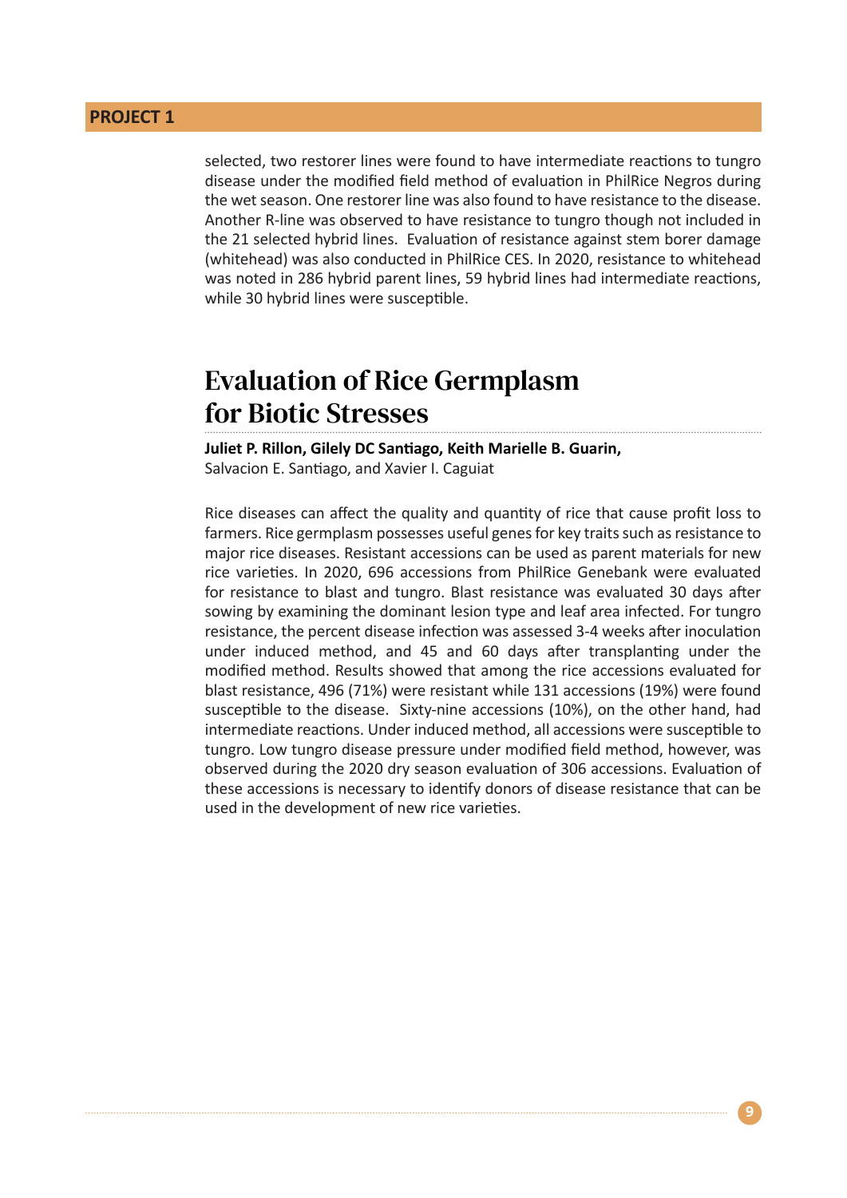selected, two restorer lines were found to have intermediate reactions to tungro disease under the modified field method of evaluation in PhilRice Negros during the wet season. One restorer line was also found to have resistance to the disease. Another R-line was observed to have resistance to tungro though not included in the 21 selected hybrid lines. Evaluation of resistance against stem borer damage (whitehead) was also conducted in PhilRice CES. In 2020, resistance to whitehead was noted in 286 hybrid parent lines, 59 hybrid lines had intermediate reactions, while 30 hybrid lines were susceptible.

## Evaluation of Rice Germplasm for Biotic Stresses

**Juliet P. Rillon, Gilely DC Santiago, Keith Marielle B. Guarin,**
Salvacion E. Santiago, and Xavier I. Caguiat

Rice diseases can affect the quality and quantity of rice that cause profit loss to farmers. Rice germplasm possesses useful genes for key traits such as resistance to major rice diseases. Resistant accessions can be used as parent materials for new rice varieties. In 2020, 696 accessions from PhilRice Genebank were evaluated for resistance to blast and tungro. Blast resistance was evaluated 30 days after sowing by examining the dominant lesion type and leaf area infected. For tungro resistance, the percent disease infection was assessed 3-4 weeks after inoculation under induced method, and 45 and 60 days after transplanting under the modified method. Results showed that among the rice accessions evaluated for blast resistance, 496 (71%) were resistant while 131 accessions (19%) were found susceptible to the disease. Sixty-nine accessions (10%), on the other hand, had intermediate reactions. Under induced method, all accessions were susceptible to tungro. Low tungro disease pressure under modified field method, however, was observed during the 2020 dry season evaluation of 306 accessions. Evaluation of these accessions is necessary to identify donors of disease resistance that can be used in the development of new rice varieties.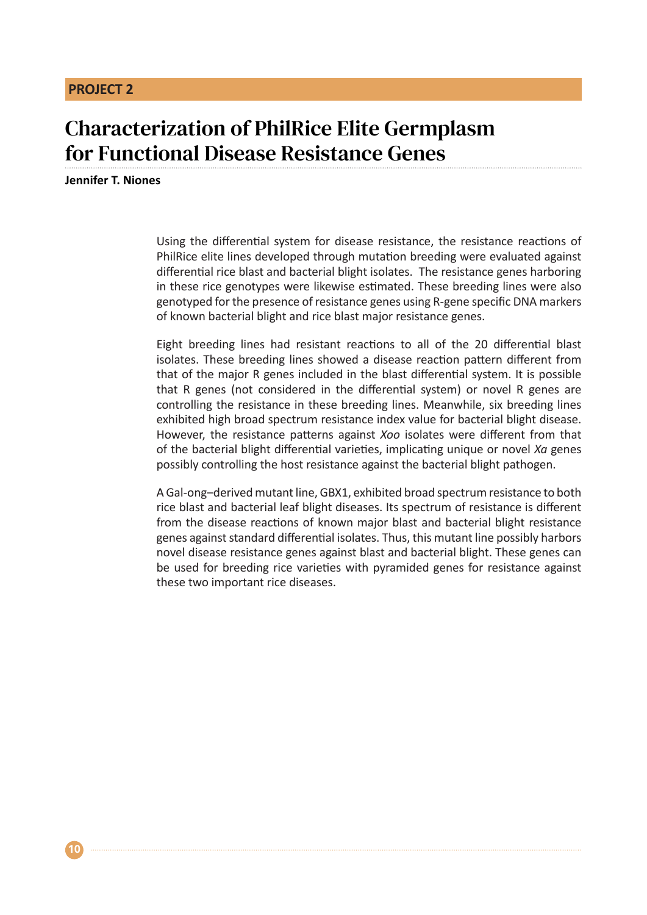**PROJECT 2**

# Characterization of PhilRice Elite Germplasm for Functional Disease Resistance Genes

**Jennifer T. Niones**

Using the differential system for disease resistance, the resistance reactions of PhilRice elite lines developed through mutation breeding were evaluated against differential rice blast and bacterial blight isolates. The resistance genes harboring in these rice genotypes were likewise estimated. These breeding lines were also genotyped for the presence of resistance genes using R-gene specific DNA markers of known bacterial blight and rice blast major resistance genes.

Eight breeding lines had resistant reactions to all of the 20 differential blast isolates. These breeding lines showed a disease reaction pattern different from that of the major R genes included in the blast differential system. It is possible that R genes (not considered in the differential system) or novel R genes are controlling the resistance in these breeding lines. Meanwhile, six breeding lines exhibited high broad spectrum resistance index value for bacterial blight disease. However, the resistance patterns against *Xoo* isolates were different from that of the bacterial blight differential varieties, implicating unique or novel *Xa* genes possibly controlling the host resistance against the bacterial blight pathogen.

A Gal-ong–derived mutant line, GBX1, exhibited broad spectrum resistance to both rice blast and bacterial leaf blight diseases. Its spectrum of resistance is different from the disease reactions of known major blast and bacterial blight resistance genes against standard differential isolates. Thus, this mutant line possibly harbors novel disease resistance genes against blast and bacterial blight. These genes can be used for breeding rice varieties with pyramided genes for resistance against these two important rice diseases.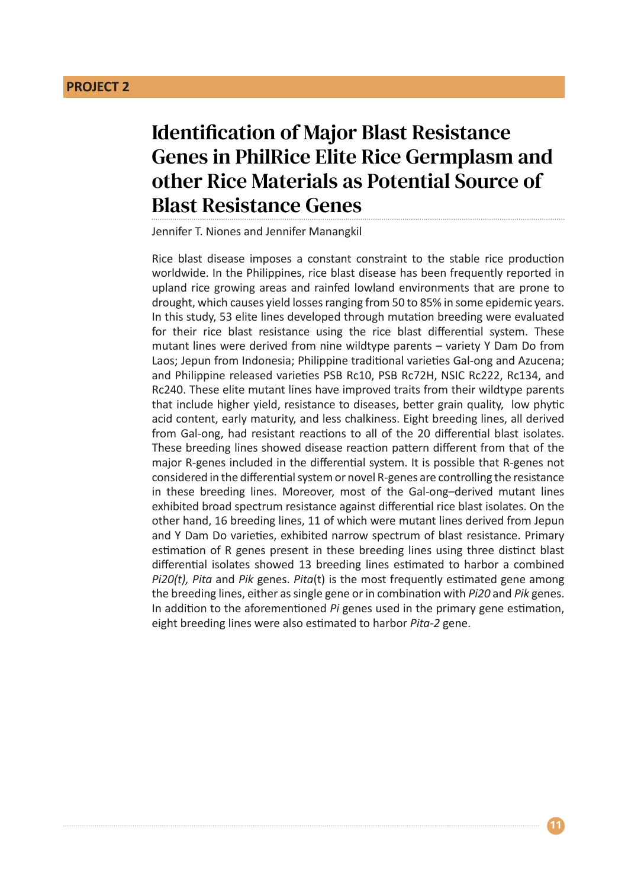**PROJECT 2**

# Identification of Major Blast Resistance Genes in PhilRice Elite Rice Germplasm and other Rice Materials as Potential Source of Blast Resistance Genes

Jennifer T. Niones and Jennifer Manangkil

Rice blast disease imposes a constant constraint to the stable rice production worldwide. In the Philippines, rice blast disease has been frequently reported in upland rice growing areas and rainfed lowland environments that are prone to drought, which causes yield losses ranging from 50 to 85% in some epidemic years. In this study, 53 elite lines developed through mutation breeding were evaluated for their rice blast resistance using the rice blast differential system. These mutant lines were derived from nine wildtype parents – variety Y Dam Do from Laos; Jepun from Indonesia; Philippine traditional varieties Gal-ong and Azucena; and Philippine released varieties PSB Rc10, PSB Rc72H, NSIC Rc222, Rc134, and Rc240. These elite mutant lines have improved traits from their wildtype parents that include higher yield, resistance to diseases, better grain quality, low phytic acid content, early maturity, and less chalkiness. Eight breeding lines, all derived from Gal-ong, had resistant reactions to all of the 20 differential blast isolates. These breeding lines showed disease reaction pattern different from that of the major R-genes included in the differential system. It is possible that R-genes not considered in the differential system or novel R-genes are controlling the resistance in these breeding lines. Moreover, most of the Gal-ong–derived mutant lines exhibited broad spectrum resistance against differential rice blast isolates. On the other hand, 16 breeding lines, 11 of which were mutant lines derived from Jepun and Y Dam Do varieties, exhibited narrow spectrum of blast resistance. Primary estimation of R genes present in these breeding lines using three distinct blast differential isolates showed 13 breeding lines estimated to harbor a combined *Pi20(t), Pita* and *Pik* genes. *Pita*(t) is the most frequently estimated gene among the breeding lines, either as single gene or in combination with *Pi20* and *Pik* genes. In addition to the aforementioned *Pi* genes used in the primary gene estimation, eight breeding lines were also estimated to harbor *Pita-2* gene.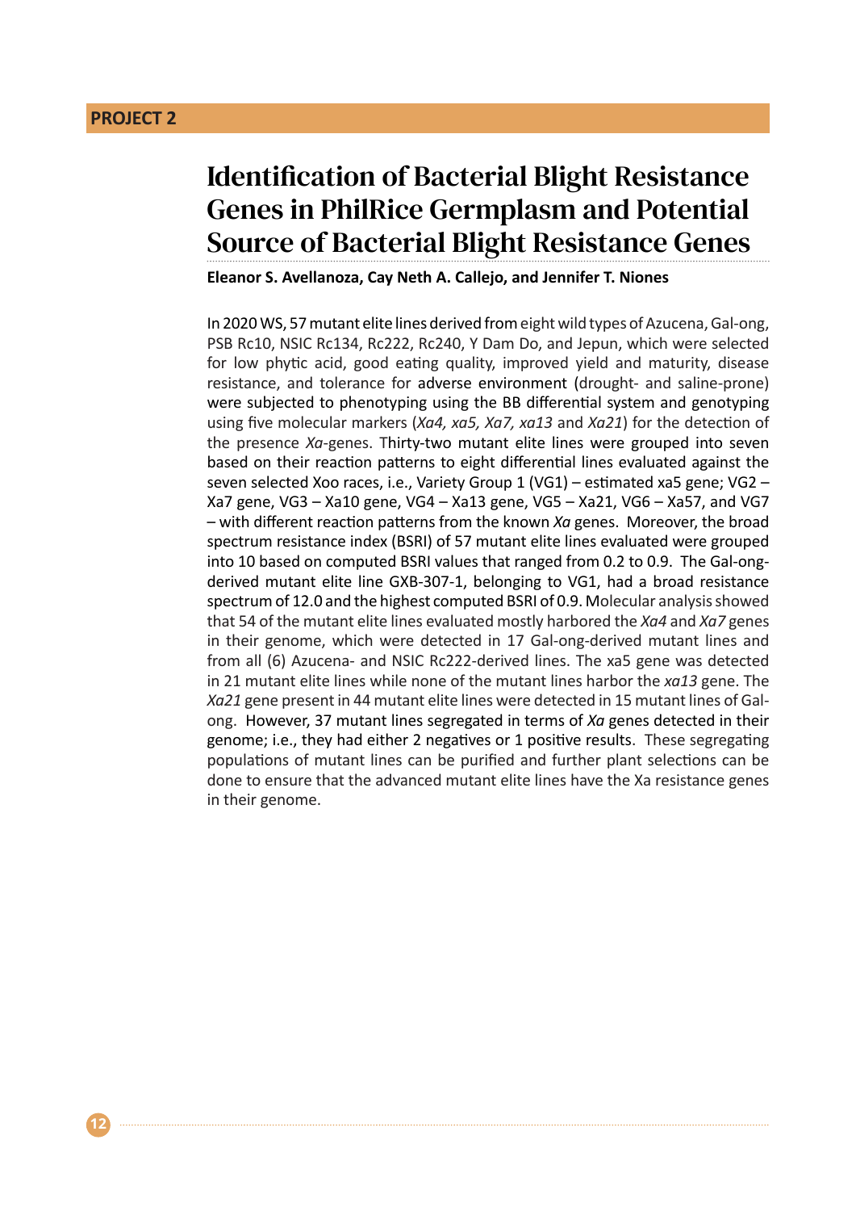**PROJECT 2**

# Identification of Bacterial Blight Resistance Genes in PhilRice Germplasm and Potential Source of Bacterial Blight Resistance Genes

**Eleanor S. Avellanoza, Cay Neth A. Callejo, and Jennifer T. Niones**

In 2020 WS, 57 mutant elite lines derived from eight wild types of Azucena, Gal-ong, PSB Rc10, NSIC Rc134, Rc222, Rc240, Y Dam Do, and Jepun, which were selected for low phytic acid, good eating quality, improved yield and maturity, disease resistance, and tolerance for adverse environment (drought- and saline-prone) were subjected to phenotyping using the BB differential system and genotyping using five molecular markers (*Xa4, xa5, Xa7, xa13* and *Xa21*) for the detection of the presence *Xa*-genes. Thirty-two mutant elite lines were grouped into seven based on their reaction patterns to eight differential lines evaluated against the seven selected Xoo races, i.e., Variety Group 1 (VG1) – estimated xa5 gene; VG2 – Xa7 gene, VG3 – Xa10 gene, VG4 – Xa13 gene, VG5 – Xa21, VG6 – Xa57, and VG7 – with different reaction patterns from the known *Xa* genes. Moreover, the broad spectrum resistance index (BSRI) of 57 mutant elite lines evaluated were grouped into 10 based on computed BSRI values that ranged from 0.2 to 0.9. The Gal-ong-derived mutant elite line GXB-307-1, belonging to VG1, had a broad resistance spectrum of 12.0 and the highest computed BSRI of 0.9. Molecular analysis showed that 54 of the mutant elite lines evaluated mostly harbored the *Xa4* and *Xa7* genes in their genome, which were detected in 17 Gal-ong-derived mutant lines and from all (6) Azucena- and NSIC Rc222-derived lines. The xa5 gene was detected in 21 mutant elite lines while none of the mutant lines harbor the *xa13* gene. The *Xa21* gene present in 44 mutant elite lines were detected in 15 mutant lines of Gal-ong. However, 37 mutant lines segregated in terms of *Xa* genes detected in their genome; i.e., they had either 2 negatives or 1 positive results. These segregating populations of mutant lines can be purified and further plant selections can be done to ensure that the advanced mutant elite lines have the Xa resistance genes in their genome.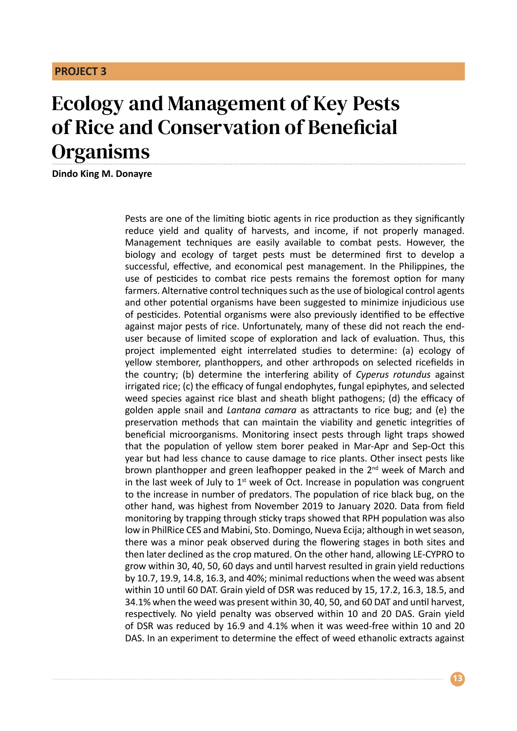**PROJECT 3**

# Ecology and Management of Key Pests of Rice and Conservation of Beneficial Organisms

**Dindo King M. Donayre**

Pests are one of the limiting biotic agents in rice production as they significantly reduce yield and quality of harvests, and income, if not properly managed. Management techniques are easily available to combat pests. However, the biology and ecology of target pests must be determined first to develop a successful, effective, and economical pest management. In the Philippines, the use of pesticides to combat rice pests remains the foremost option for many farmers. Alternative control techniques such as the use of biological control agents and other potential organisms have been suggested to minimize injudicious use of pesticides. Potential organisms were also previously identified to be effective against major pests of rice. Unfortunately, many of these did not reach the end-user because of limited scope of exploration and lack of evaluation. Thus, this project implemented eight interrelated studies to determine: (a) ecology of yellow stemborer, planthoppers, and other arthropods on selected ricefields in the country; (b) determine the interfering ability of *Cyperus rotundus* against irrigated rice; (c) the efficacy of fungal endophytes, fungal epiphytes, and selected weed species against rice blast and sheath blight pathogens; (d) the efficacy of golden apple snail and *Lantana camara* as attractants to rice bug; and (e) the preservation methods that can maintain the viability and genetic integrities of beneficial microorganisms. Monitoring insect pests through light traps showed that the population of yellow stem borer peaked in Mar-Apr and Sep-Oct this year but had less chance to cause damage to rice plants. Other insect pests like brown planthopper and green leafhopper peaked in the 2nd week of March and in the last week of July to 1st week of Oct. Increase in population was congruent to the increase in number of predators. The population of rice black bug, on the other hand, was highest from November 2019 to January 2020. Data from field monitoring by trapping through sticky traps showed that RPH population was also low in PhilRice CES and Mabini, Sto. Domingo, Nueva Ecija; although in wet season, there was a minor peak observed during the flowering stages in both sites and then later declined as the crop matured. On the other hand, allowing LE-CYPRO to grow within 30, 40, 50, 60 days and until harvest resulted in grain yield reductions by 10.7, 19.9, 14.8, 16.3, and 40%; minimal reductions when the weed was absent within 10 until 60 DAT. Grain yield of DSR was reduced by 15, 17.2, 16.3, 18.5, and 34.1% when the weed was present within 30, 40, 50, and 60 DAT and until harvest, respectively. No yield penalty was observed within 10 and 20 DAS. Grain yield of DSR was reduced by 16.9 and 4.1% when it was weed-free within 10 and 20 DAS. In an experiment to determine the effect of weed ethanolic extracts against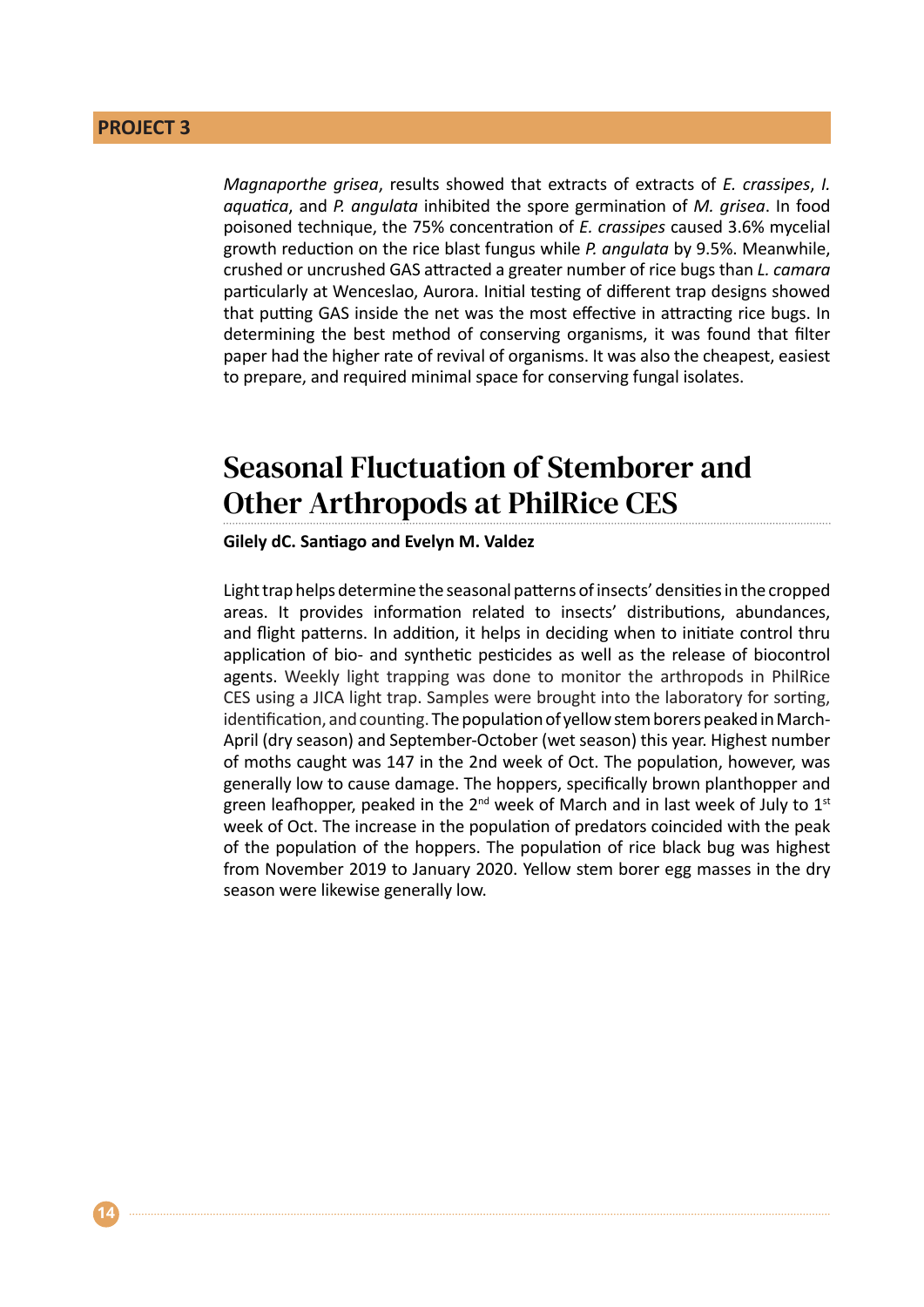*Magnaporthe grisea*, results showed that extracts of extracts of *E. crassipes*, *I. aquatica*, and *P. angulata* inhibited the spore germination of *M. grisea*. In food poisoned technique, the 75% concentration of *E. crassipes* caused 3.6% mycelial growth reduction on the rice blast fungus while *P. angulata* by 9.5%. Meanwhile, crushed or uncrushed GAS attracted a greater number of rice bugs than *L. camara* particularly at Wenceslao, Aurora. Initial testing of different trap designs showed that putting GAS inside the net was the most effective in attracting rice bugs. In determining the best method of conserving organisms, it was found that filter paper had the higher rate of revival of organisms. It was also the cheapest, easiest to prepare, and required minimal space for conserving fungal isolates.

## Seasonal Fluctuation of Stemborer and Other Arthropods at PhilRice CES

**Gilely dC. Santiago and Evelyn M. Valdez**

Light trap helps determine the seasonal patterns of insects' densities in the cropped areas. It provides information related to insects' distributions, abundances, and flight patterns. In addition, it helps in deciding when to initiate control thru application of bio- and synthetic pesticides as well as the release of biocontrol agents. Weekly light trapping was done to monitor the arthropods in PhilRice CES using a JICA light trap. Samples were brought into the laboratory for sorting, identification, and counting. The population of yellow stem borers peaked in March-April (dry season) and September-October (wet season) this year. Highest number of moths caught was 147 in the 2nd week of Oct. The population, however, was generally low to cause damage. The hoppers, specifically brown planthopper and green leafhopper, peaked in the 2nd week of March and in last week of July to 1st week of Oct. The increase in the population of predators coincided with the peak of the population of the hoppers. The population of rice black bug was highest from November 2019 to January 2020. Yellow stem borer egg masses in the dry season were likewise generally low.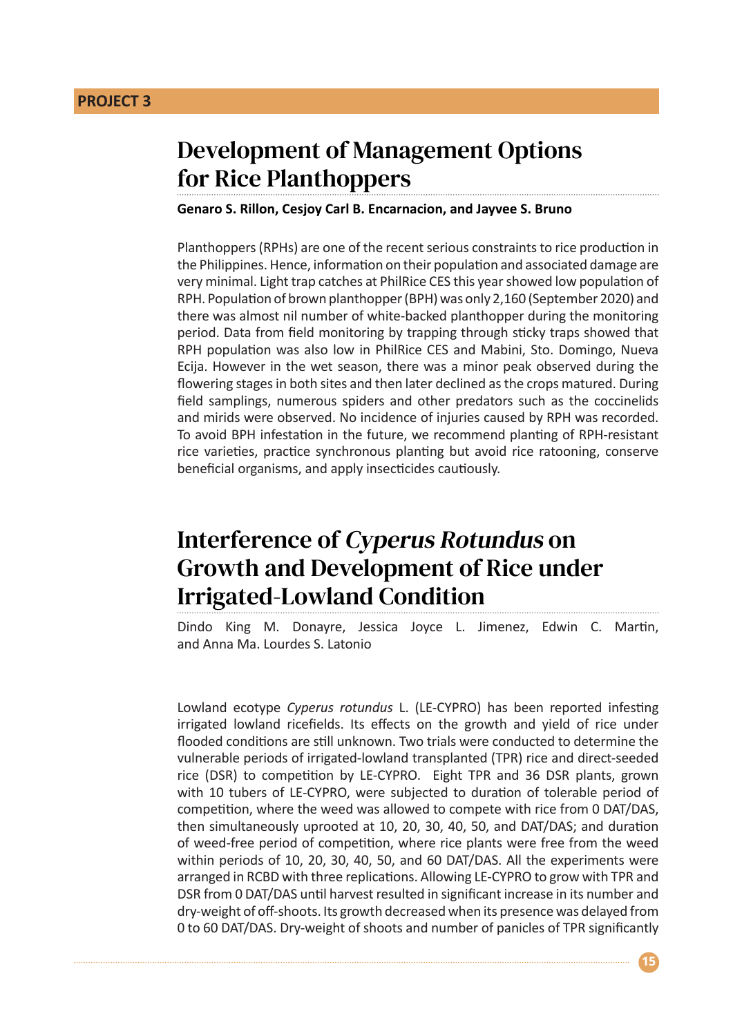**PROJECT 3**

# Development of Management Options for Rice Planthoppers

**Genaro S. Rillon, Cesjoy Carl B. Encarnacion, and Jayvee S. Bruno**

Planthoppers (RPHs) are one of the recent serious constraints to rice production in the Philippines. Hence, information on their population and associated damage are very minimal. Light trap catches at PhilRice CES this year showed low population of RPH. Population of brown planthopper (BPH) was only 2,160 (September 2020) and there was almost nil number of white-backed planthopper during the monitoring period. Data from field monitoring by trapping through sticky traps showed that RPH population was also low in PhilRice CES and Mabini, Sto. Domingo, Nueva Ecija. However in the wet season, there was a minor peak observed during the flowering stages in both sites and then later declined as the crops matured. During field samplings, numerous spiders and other predators such as the coccinelids and mirids were observed. No incidence of injuries caused by RPH was recorded. To avoid BPH infestation in the future, we recommend planting of RPH-resistant rice varieties, practice synchronous planting but avoid rice ratooning, conserve beneficial organisms, and apply insecticides cautiously.

# Interference of *Cyperus Rotundus* on Growth and Development of Rice under Irrigated-Lowland Condition

Dindo King M. Donayre, Jessica Joyce L. Jimenez, Edwin C. Martin, and Anna Ma. Lourdes S. Latonio

Lowland ecotype *Cyperus rotundus* L. (LE-CYPRO) has been reported infesting irrigated lowland ricefields. Its effects on the growth and yield of rice under flooded conditions are still unknown. Two trials were conducted to determine the vulnerable periods of irrigated-lowland transplanted (TPR) rice and direct-seeded rice (DSR) to competition by LE-CYPRO. Eight TPR and 36 DSR plants, grown with 10 tubers of LE-CYPRO, were subjected to duration of tolerable period of competition, where the weed was allowed to compete with rice from 0 DAT/DAS, then simultaneously uprooted at 10, 20, 30, 40, 50, and DAT/DAS; and duration of weed-free period of competition, where rice plants were free from the weed within periods of 10, 20, 30, 40, 50, and 60 DAT/DAS. All the experiments were arranged in RCBD with three replications. Allowing LE-CYPRO to grow with TPR and DSR from 0 DAT/DAS until harvest resulted in significant increase in its number and dry-weight of off-shoots. Its growth decreased when its presence was delayed from 0 to 60 DAT/DAS. Dry-weight of shoots and number of panicles of TPR significantly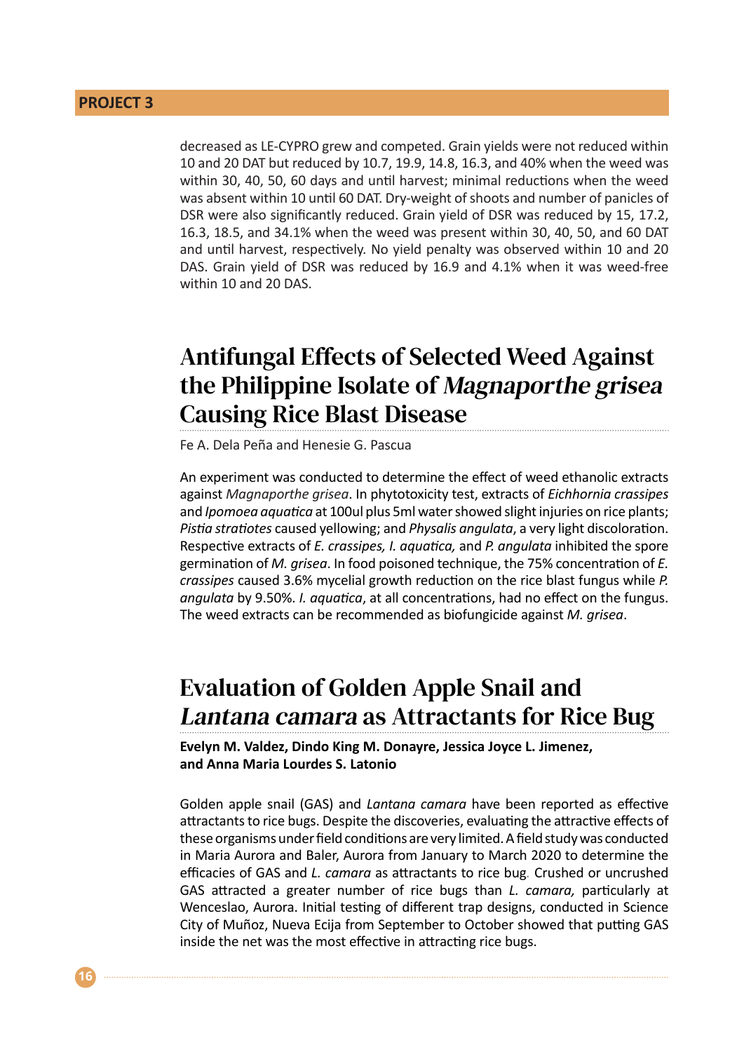decreased as LE-CYPRO grew and competed. Grain yields were not reduced within 10 and 20 DAT but reduced by 10.7, 19.9, 14.8, 16.3, and 40% when the weed was within 30, 40, 50, 60 days and until harvest; minimal reductions when the weed was absent within 10 until 60 DAT. Dry-weight of shoots and number of panicles of DSR were also significantly reduced. Grain yield of DSR was reduced by 15, 17.2, 16.3, 18.5, and 34.1% when the weed was present within 30, 40, 50, and 60 DAT and until harvest, respectively. No yield penalty was observed within 10 and 20 DAS. Grain yield of DSR was reduced by 16.9 and 4.1% when it was weed-free within 10 and 20 DAS.

## Antifungal Effects of Selected Weed Against the Philippine Isolate of *Magnaporthe grisea* Causing Rice Blast Disease

Fe A. Dela Peña and Henesie G. Pascua

An experiment was conducted to determine the effect of weed ethanolic extracts against *Magnaporthe grisea*. In phytotoxicity test, extracts of *Eichhornia crassipes* and *Ipomoea aquatica* at 100ul plus 5ml water showed slight injuries on rice plants; *Pistia stratiotes* caused yellowing; and *Physalis angulata*, a very light discoloration. Respective extracts of *E. crassipes, I. aquatica,* and *P. angulata* inhibited the spore germination of *M. grisea*. In food poisoned technique, the 75% concentration of *E. crassipes* caused 3.6% mycelial growth reduction on the rice blast fungus while *P. angulata* by 9.50%. *I. aquatica*, at all concentrations, had no effect on the fungus. The weed extracts can be recommended as biofungicide against *M. grisea*.

## Evaluation of Golden Apple Snail and *Lantana camara* as Attractants for Rice Bug

**Evelyn M. Valdez, Dindo King M. Donayre, Jessica Joyce L. Jimenez, and Anna Maria Lourdes S. Latonio**

Golden apple snail (GAS) and *Lantana camara* have been reported as effective attractants to rice bugs. Despite the discoveries, evaluating the attractive effects of these organisms under field conditions are very limited. A field study was conducted in Maria Aurora and Baler, Aurora from January to March 2020 to determine the efficacies of GAS and *L. camara* as attractants to rice bug. Crushed or uncrushed GAS attracted a greater number of rice bugs than *L. camara,* particularly at Wenceslao, Aurora. Initial testing of different trap designs, conducted in Science City of Muñoz, Nueva Ecija from September to October showed that putting GAS inside the net was the most effective in attracting rice bugs.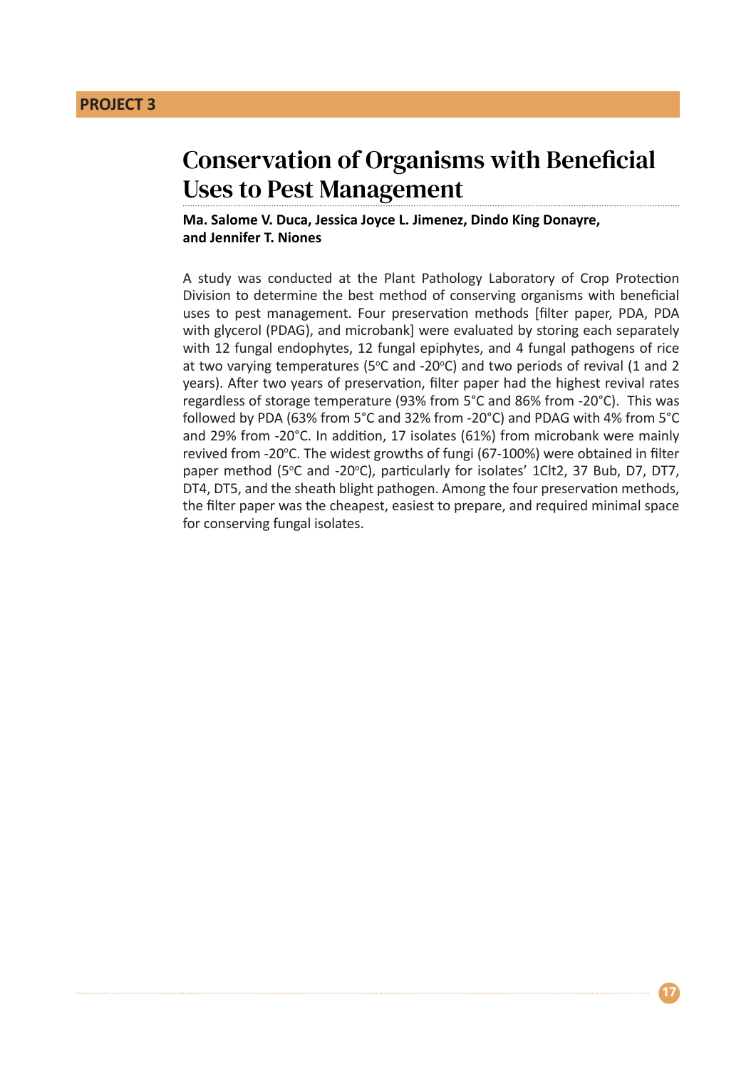## PROJECT 3

# Conservation of Organisms with Beneficial Uses to Pest Management

**Ma. Salome V. Duca, Jessica Joyce L. Jimenez, Dindo King Donayre, and Jennifer T. Niones**

A study was conducted at the Plant Pathology Laboratory of Crop Protection Division to determine the best method of conserving organisms with beneficial uses to pest management. Four preservation methods [filter paper, PDA, PDA with glycerol (PDAG), and microbank] were evaluated by storing each separately with 12 fungal endophytes, 12 fungal epiphytes, and 4 fungal pathogens of rice at two varying temperatures (5ºC and -20ºC) and two periods of revival (1 and 2 years). After two years of preservation, filter paper had the highest revival rates regardless of storage temperature (93% from 5°C and 86% from -20°C). This was followed by PDA (63% from 5°C and 32% from -20°C) and PDAG with 4% from 5°C and 29% from -20°C. In addition, 17 isolates (61%) from microbank were mainly revived from -20ºC. The widest growths of fungi (67-100%) were obtained in filter paper method (5ºC and -20ºC), particularly for isolates' 1Clt2, 37 Bub, D7, DT7, DT4, DT5, and the sheath blight pathogen. Among the four preservation methods, the filter paper was the cheapest, easiest to prepare, and required minimal space for conserving fungal isolates.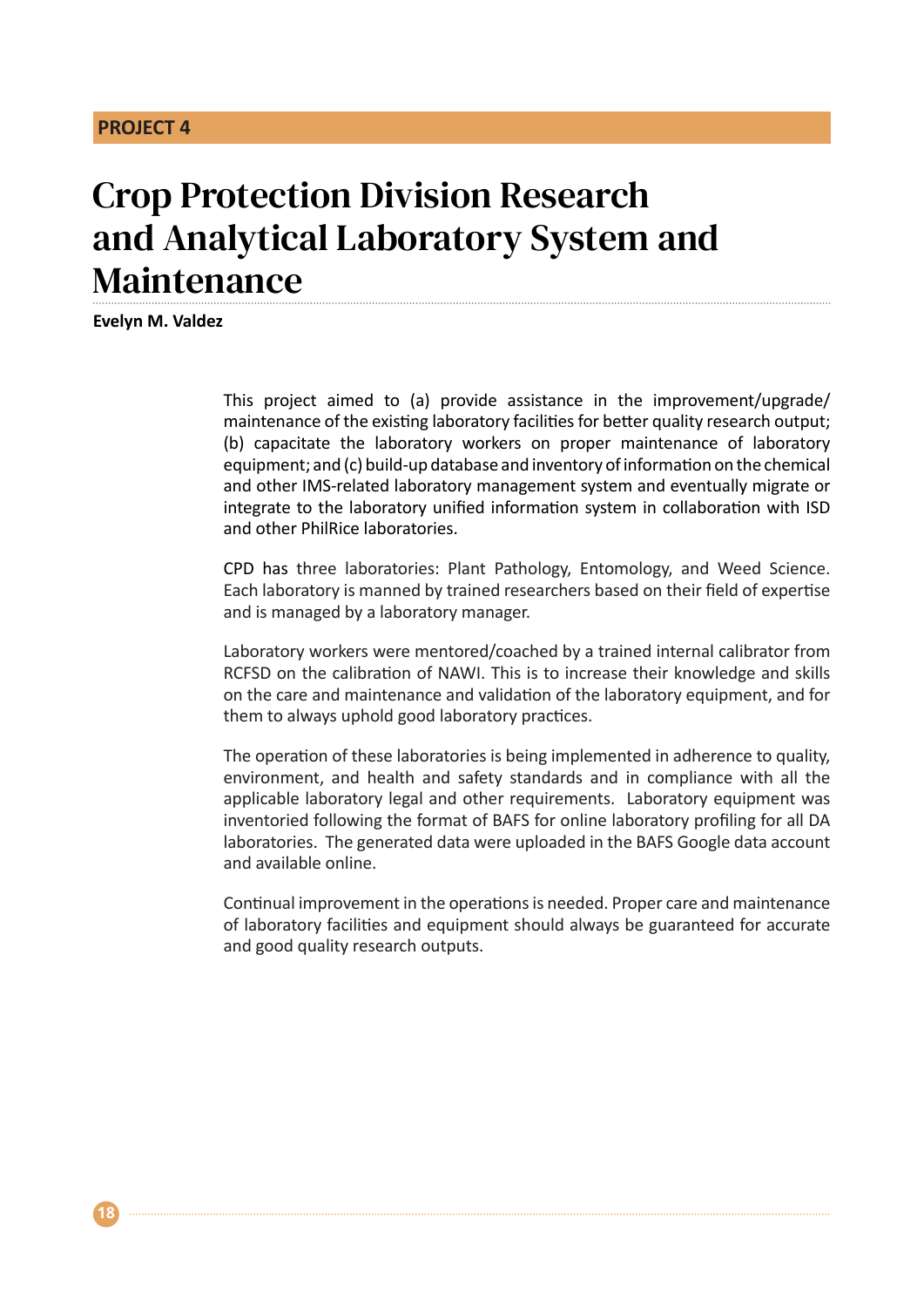PROJECT 4

# Crop Protection Division Research and Analytical Laboratory System and Maintenance

**Evelyn M. Valdez**

This project aimed to (a) provide assistance in the improvement/upgrade/maintenance of the existing laboratory facilities for better quality research output; (b) capacitate the laboratory workers on proper maintenance of laboratory equipment; and (c) build-up database and inventory of information on the chemical and other IMS-related laboratory management system and eventually migrate or integrate to the laboratory unified information system in collaboration with ISD and other PhilRice laboratories.

CPD has three laboratories: Plant Pathology, Entomology, and Weed Science. Each laboratory is manned by trained researchers based on their field of expertise and is managed by a laboratory manager.

Laboratory workers were mentored/coached by a trained internal calibrator from RCFSD on the calibration of NAWI. This is to increase their knowledge and skills on the care and maintenance and validation of the laboratory equipment, and for them to always uphold good laboratory practices.

The operation of these laboratories is being implemented in adherence to quality, environment, and health and safety standards and in compliance with all the applicable laboratory legal and other requirements. Laboratory equipment was inventoried following the format of BAFS for online laboratory profiling for all DA laboratories. The generated data were uploaded in the BAFS Google data account and available online.

Continual improvement in the operations is needed. Proper care and maintenance of laboratory facilities and equipment should always be guaranteed for accurate and good quality research outputs.